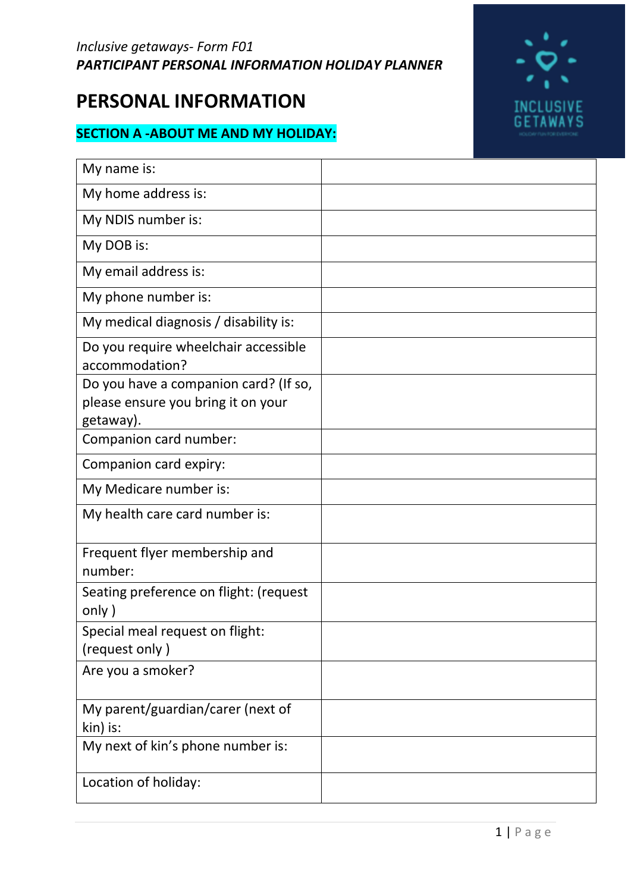*Inclusive getaways- Form F01*
***PARTICIPANT PERSONAL INFORMATION HOLIDAY PLANNER***

# PERSONAL INFORMATION

## SECTION A -ABOUT ME AND MY HOLIDAY:

| | |
|---|---|
| My name is: | |
| My home address is: | |
| My NDIS number is: | |
| My DOB is: | |
| My email address is: | |
| My phone number is: | |
| My medical diagnosis / disability is: | |
| Do you require wheelchair accessible accommodation? | |
| Do you have a companion card? (If so, please ensure you bring it on your getaway). | |
| Companion card number: | |
| Companion card expiry: | |
| My Medicare number is: | |
| My health care card number is: | |
| Frequent flyer membership and number: | |
| Seating preference on flight: (request only ) | |
| Special meal request on flight: (request only ) | |
| Are you a smoker? | |
| My parent/guardian/carer (next of kin) is: | |
| My next of kin's phone number is: | |
| Location of holiday: | |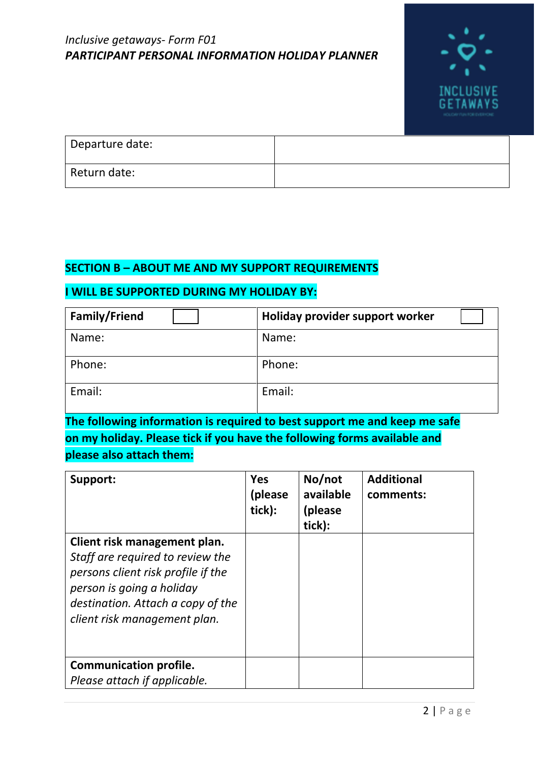*Inclusive getaways- Form F01*
***PARTICIPANT PERSONAL INFORMATION HOLIDAY PLANNER***

| Departure date: | |
|---|---|
| Return date: | |

## SECTION B – ABOUT ME AND MY SUPPORT REQUIREMENTS

### I WILL BE SUPPORTED DURING MY HOLIDAY BY:

| **Family/Friend** ☐ | **Holiday provider support worker** ☐ |
|---|---|
| Name: | Name: |
| Phone: | Phone: |
| Email: | Email: |

**The following information is required to best support me and keep me safe on my holiday. Please tick if you have the following forms available and please also attach them:**

| **Support:** | **Yes (please tick):** | **No/not available (please tick):** | **Additional comments:** |
|---|---|---|---|
| **Client risk management plan.** *Staff are required to review the persons client risk profile if the person is going a holiday destination. Attach a copy of the client risk management plan.* | | | |
| **Communication profile.** *Please attach if applicable.* | | | |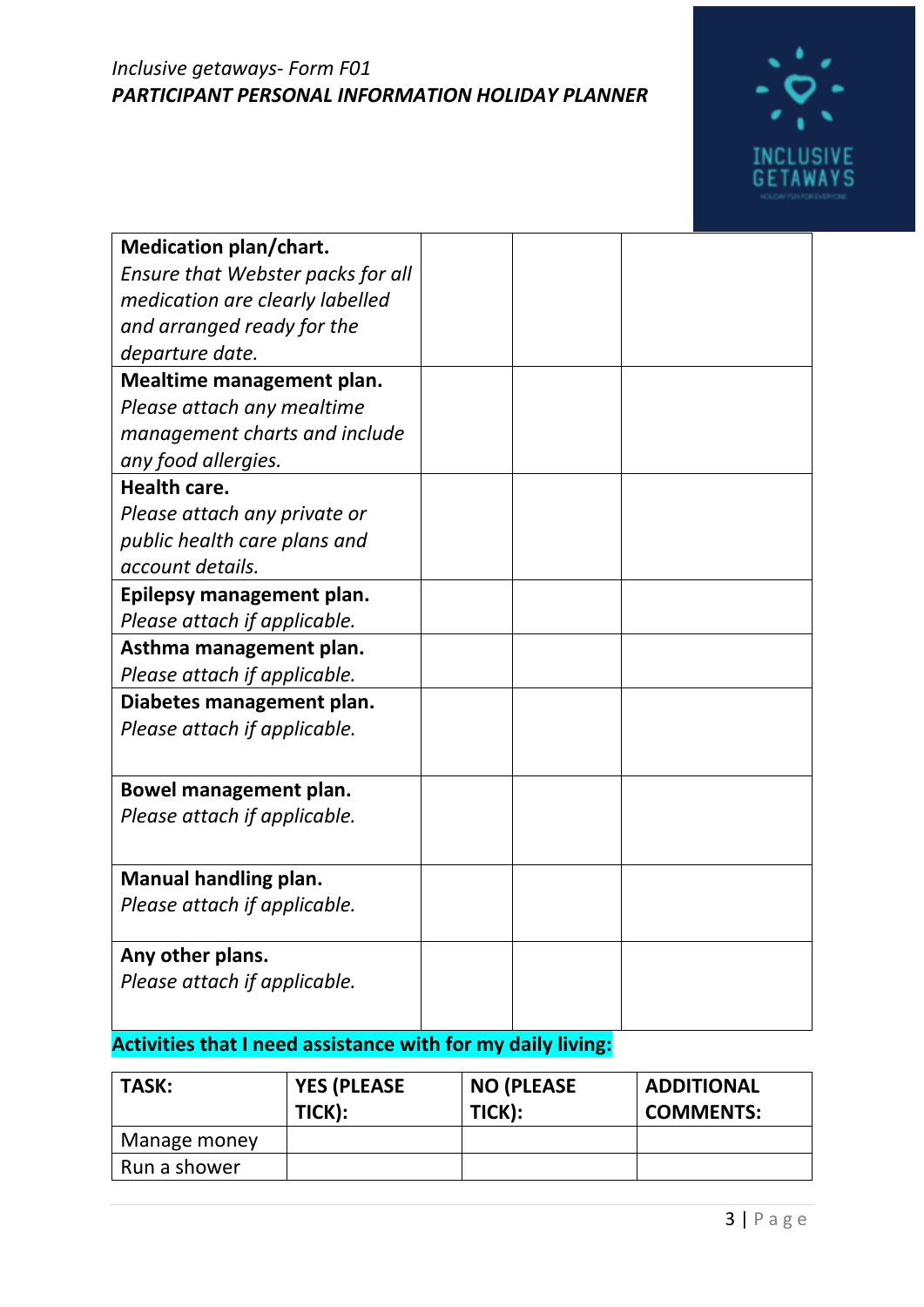*Inclusive getaways- Form F01*
***PARTICIPANT PERSONAL INFORMATION HOLIDAY PLANNER***

| | | | |
|---|---|---|---|
| **Medication plan/chart.** *Ensure that Webster packs for all medication are clearly labelled and arranged ready for the departure date.* | | | |
| **Mealtime management plan.** *Please attach any mealtime management charts and include any food allergies.* | | | |
| **Health care.** *Please attach any private or public health care plans and account details.* | | | |
| **Epilepsy management plan.** *Please attach if applicable.* | | | |
| **Asthma management plan.** *Please attach if applicable.* | | | |
| **Diabetes management plan.** *Please attach if applicable.* | | | |
| **Bowel management plan.** *Please attach if applicable.* | | | |
| **Manual handling plan.** *Please attach if applicable.* | | | |
| **Any other plans.** *Please attach if applicable.* | | | |

**Activities that I need assistance with for my daily living:**

| **TASK:** | **YES (PLEASE TICK):** | **NO (PLEASE TICK):** | **ADDITIONAL COMMENTS:** |
|---|---|---|---|
| Manage money | | | |
| Run a shower | | | |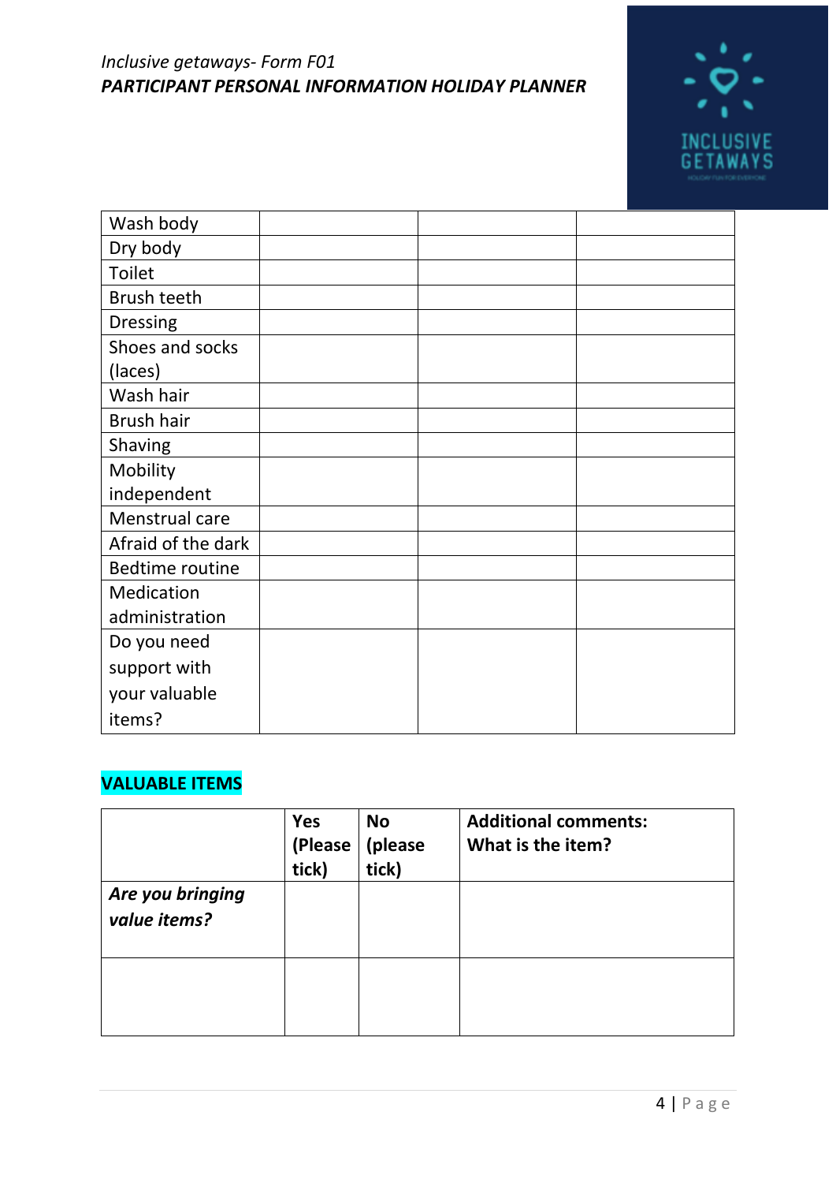*Inclusive getaways- Form F01*
***PARTICIPANT PERSONAL INFORMATION HOLIDAY PLANNER***

| | | | |
|---|---|---|---|
| Wash body | | | |
| Dry body | | | |
| Toilet | | | |
| Brush teeth | | | |
| Dressing | | | |
| Shoes and socks (laces) | | | |
| Wash hair | | | |
| Brush hair | | | |
| Shaving | | | |
| Mobility independent | | | |
| Menstrual care | | | |
| Afraid of the dark | | | |
| Bedtime routine | | | |
| Medication administration | | | |
| Do you need support with your valuable items? | | | |

## VALUABLE ITEMS

| | **Yes (Please tick)** | **No (please tick)** | **Additional comments: What is the item?** |
|---|---|---|---|
| ***Are you bringing value items?*** | | | |
| | | | |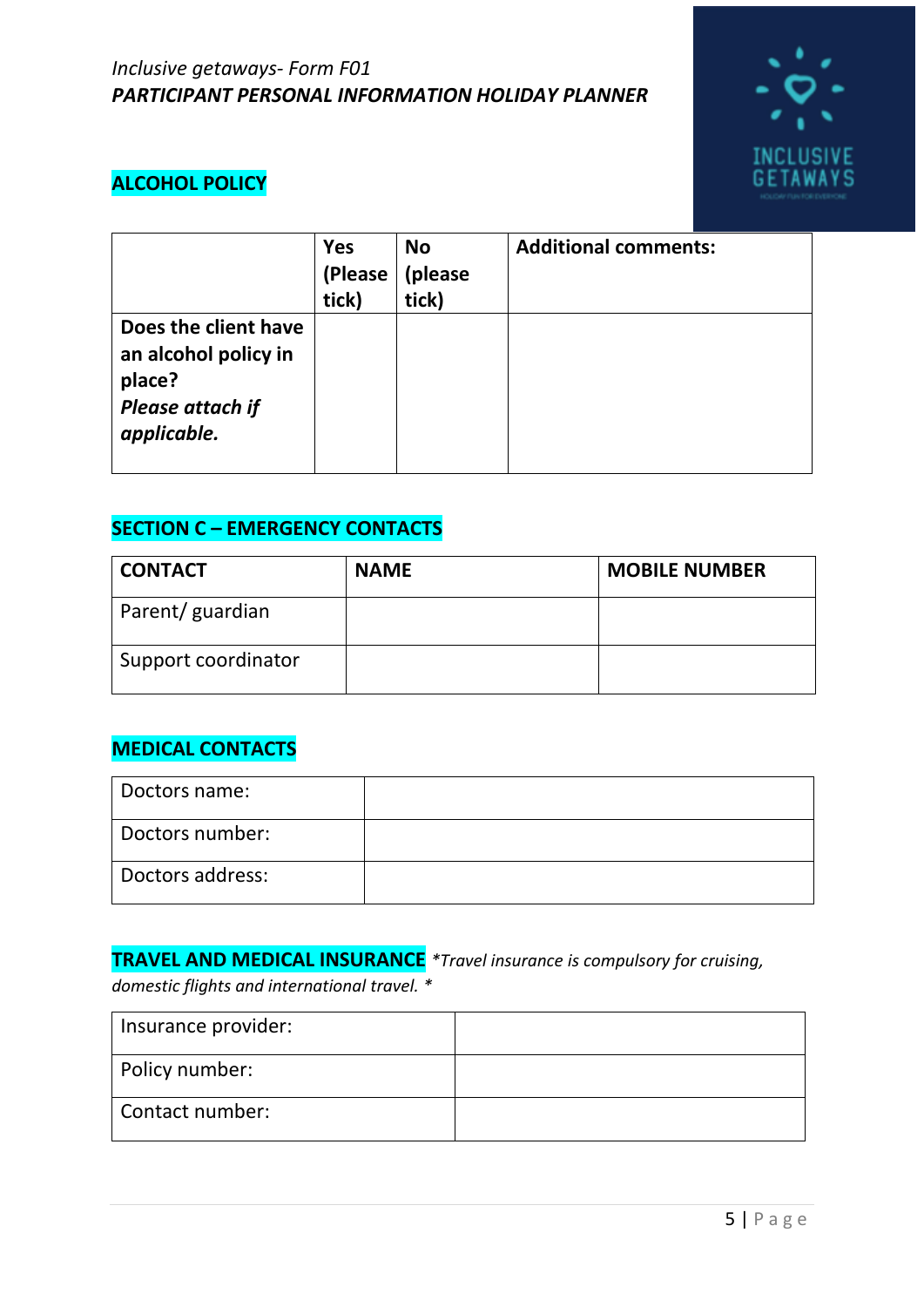*Inclusive getaways- Form F01*
***PARTICIPANT PERSONAL INFORMATION HOLIDAY PLANNER***

## ALCOHOL POLICY

| | Yes (Please tick) | No (please tick) | Additional comments: |
|---|---|---|---|
| **Does the client have an alcohol policy in place?** ***Please attach if applicable.*** | | | |

## SECTION C – EMERGENCY CONTACTS

| CONTACT | NAME | MOBILE NUMBER |
|---|---|---|
| Parent/ guardian | | |
| Support coordinator | | |

## MEDICAL CONTACTS

| | |
|---|---|
| Doctors name: | |
| Doctors number: | |
| Doctors address: | |

## TRAVEL AND MEDICAL INSURANCE

*\*Travel insurance is compulsory for cruising, domestic flights and international travel. \**

| | |
|---|---|
| Insurance provider: | |
| Policy number: | |
| Contact number: | |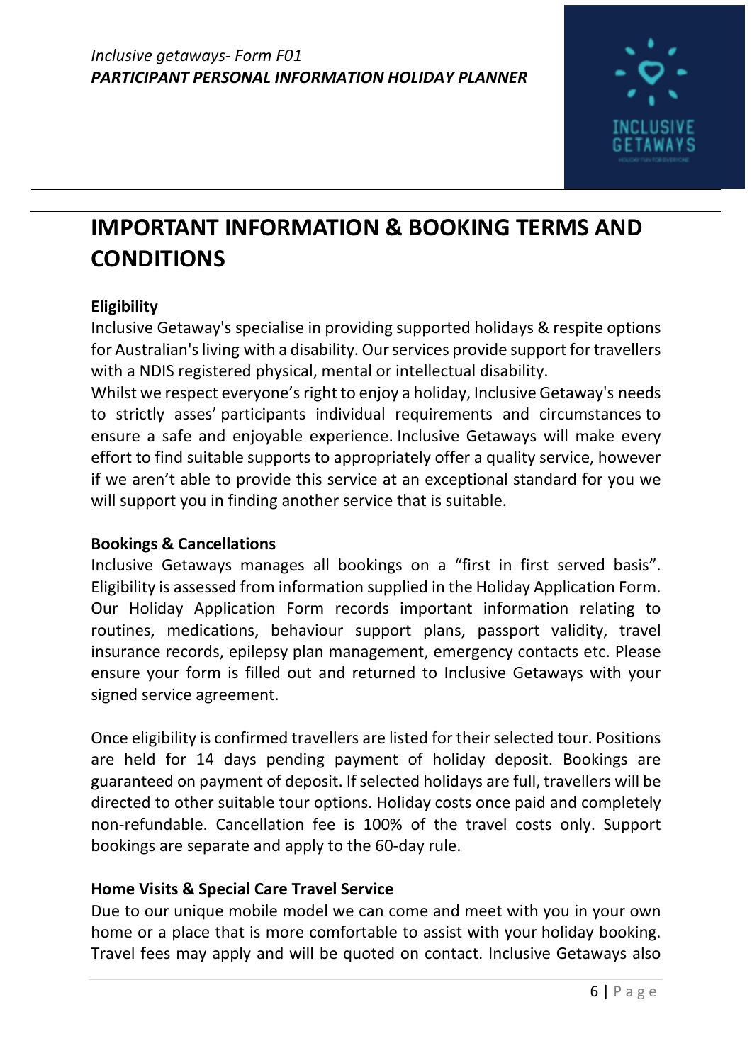# IMPORTANT INFORMATION & BOOKING TERMS AND CONDITIONS

**Eligibility**

Inclusive Getaway's specialise in providing supported holidays & respite options for Australian's living with a disability. Our services provide support for travellers with a NDIS registered physical, mental or intellectual disability.

Whilst we respect everyone's right to enjoy a holiday, Inclusive Getaway's needs to strictly asses' participants individual requirements and circumstances to ensure a safe and enjoyable experience. Inclusive Getaways will make every effort to find suitable supports to appropriately offer a quality service, however if we aren't able to provide this service at an exceptional standard for you we will support you in finding another service that is suitable.

**Bookings & Cancellations**

Inclusive Getaways manages all bookings on a "first in first served basis". Eligibility is assessed from information supplied in the Holiday Application Form. Our Holiday Application Form records important information relating to routines, medications, behaviour support plans, passport validity, travel insurance records, epilepsy plan management, emergency contacts etc. Please ensure your form is filled out and returned to Inclusive Getaways with your signed service agreement.

Once eligibility is confirmed travellers are listed for their selected tour. Positions are held for 14 days pending payment of holiday deposit. Bookings are guaranteed on payment of deposit. If selected holidays are full, travellers will be directed to other suitable tour options. Holiday costs once paid and completely non-refundable. Cancellation fee is 100% of the travel costs only. Support bookings are separate and apply to the 60-day rule.

**Home Visits & Special Care Travel Service**

Due to our unique mobile model we can come and meet with you in your own home or a place that is more comfortable to assist with your holiday booking. Travel fees may apply and will be quoted on contact. Inclusive Getaways also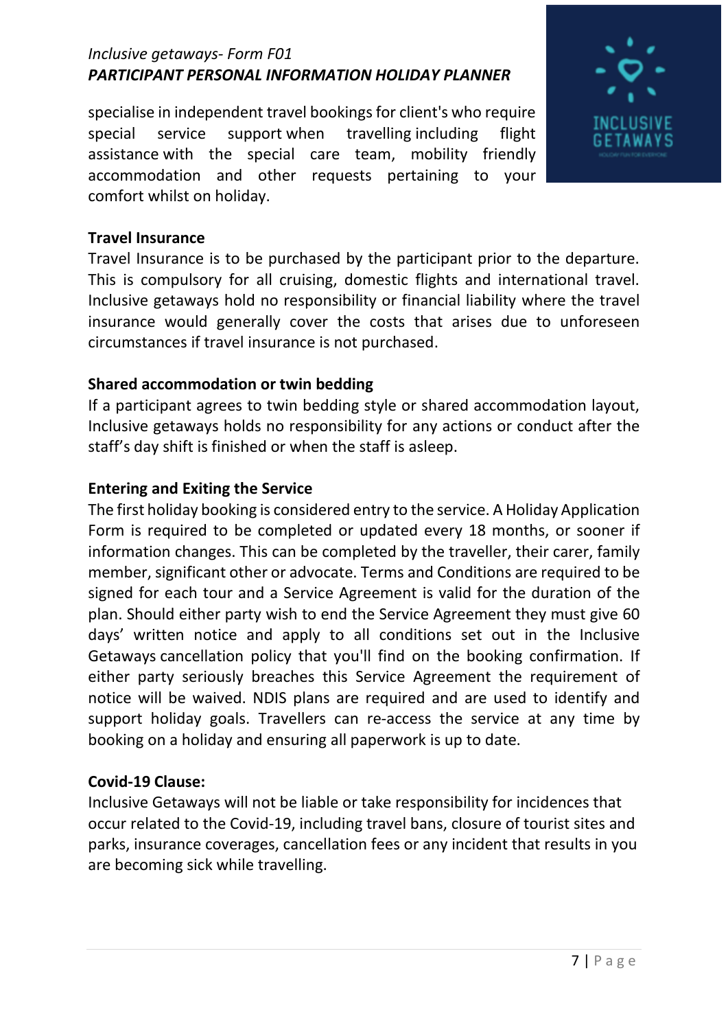specialise in independent travel bookings for client's who require special service support when travelling including flight assistance with the special care team, mobility friendly accommodation and other requests pertaining to your comfort whilst on holiday.

**Travel Insurance**

Travel Insurance is to be purchased by the participant prior to the departure. This is compulsory for all cruising, domestic flights and international travel. Inclusive getaways hold no responsibility or financial liability where the travel insurance would generally cover the costs that arises due to unforeseen circumstances if travel insurance is not purchased.

**Shared accommodation or twin bedding**

If a participant agrees to twin bedding style or shared accommodation layout, Inclusive getaways holds no responsibility for any actions or conduct after the staff's day shift is finished or when the staff is asleep.

**Entering and Exiting the Service**

The first holiday booking is considered entry to the service. A Holiday Application Form is required to be completed or updated every 18 months, or sooner if information changes. This can be completed by the traveller, their carer, family member, significant other or advocate. Terms and Conditions are required to be signed for each tour and a Service Agreement is valid for the duration of the plan. Should either party wish to end the Service Agreement they must give 60 days' written notice and apply to all conditions set out in the Inclusive Getaways cancellation policy that you'll find on the booking confirmation. If either party seriously breaches this Service Agreement the requirement of notice will be waived. NDIS plans are required and are used to identify and support holiday goals. Travellers can re-access the service at any time by booking on a holiday and ensuring all paperwork is up to date.

**Covid-19 Clause:**

Inclusive Getaways will not be liable or take responsibility for incidences that occur related to the Covid-19, including travel bans, closure of tourist sites and parks, insurance coverages, cancellation fees or any incident that results in you are becoming sick while travelling.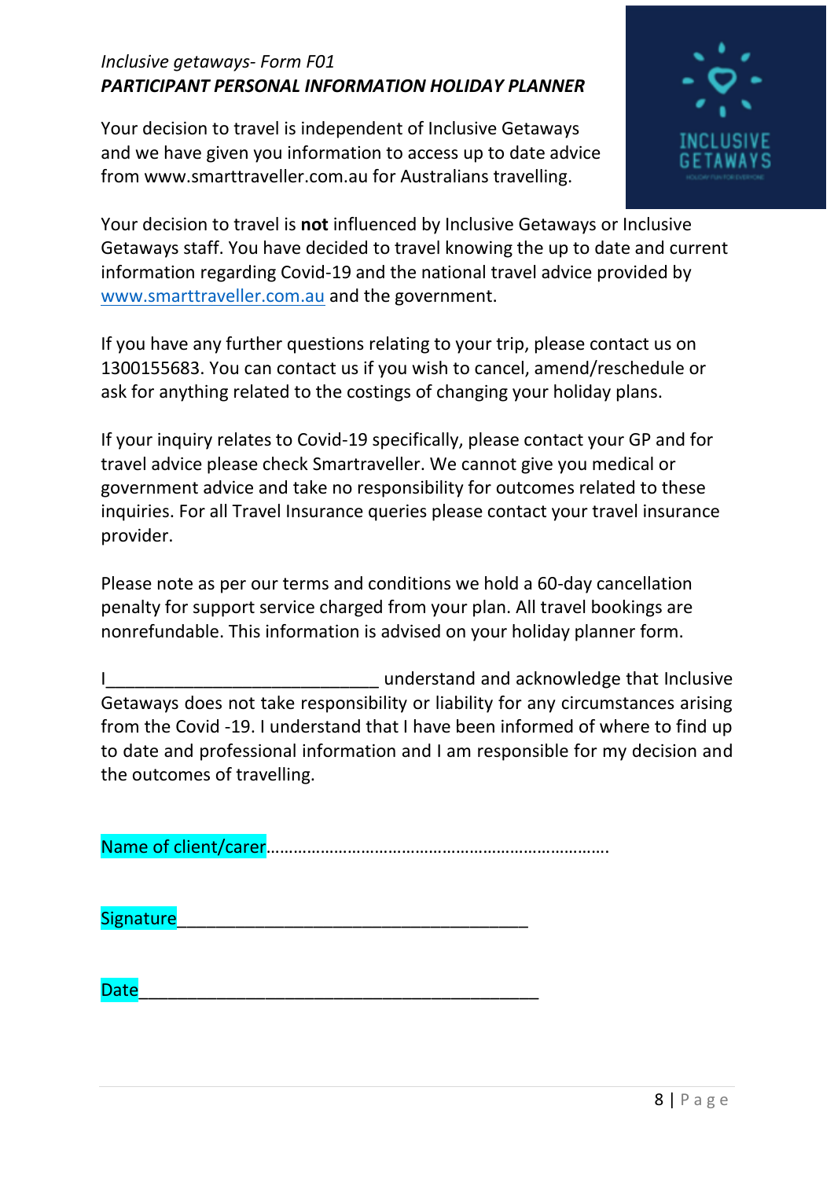*Inclusive getaways- Form F01*

***PARTICIPANT PERSONAL INFORMATION HOLIDAY PLANNER***

Your decision to travel is independent of Inclusive Getaways and we have given you information to access up to date advice from www.smarttraveller.com.au for Australians travelling.

Your decision to travel is **not** influenced by Inclusive Getaways or Inclusive Getaways staff. You have decided to travel knowing the up to date and current information regarding Covid-19 and the national travel advice provided by www.smarttraveller.com.au and the government.

If you have any further questions relating to your trip, please contact us on 1300155683. You can contact us if you wish to cancel, amend/reschedule or ask for anything related to the costings of changing your holiday plans.

If your inquiry relates to Covid-19 specifically, please contact your GP and for travel advice please check Smartraveller. We cannot give you medical or government advice and take no responsibility for outcomes related to these inquiries. For all Travel Insurance queries please contact your travel insurance provider.

Please note as per our terms and conditions we hold a 60-day cancellation penalty for support service charged from your plan. All travel bookings are nonrefundable. This information is advised on your holiday planner form.

I____________________________ understand and acknowledge that Inclusive Getaways does not take responsibility or liability for any circumstances arising from the Covid -19. I understand that I have been informed of where to find up to date and professional information and I am responsible for my decision and the outcomes of travelling.

Name of client/carer………………………………………………………………

Signature____________________________________

Date_________________________________________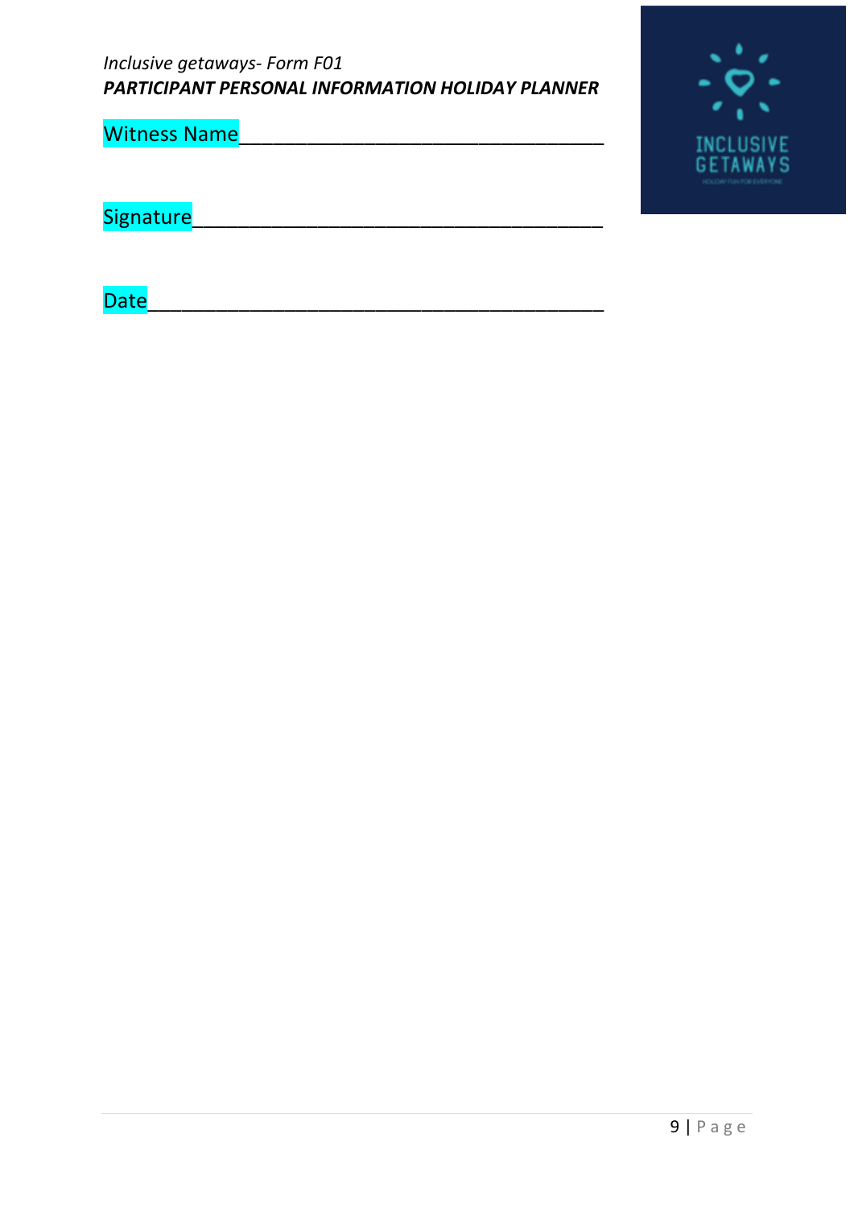*Inclusive getaways- Form F01*

***PARTICIPANT PERSONAL INFORMATION HOLIDAY PLANNER***

Witness Name_________________________________

Signature____________________________________

Date________________________________________